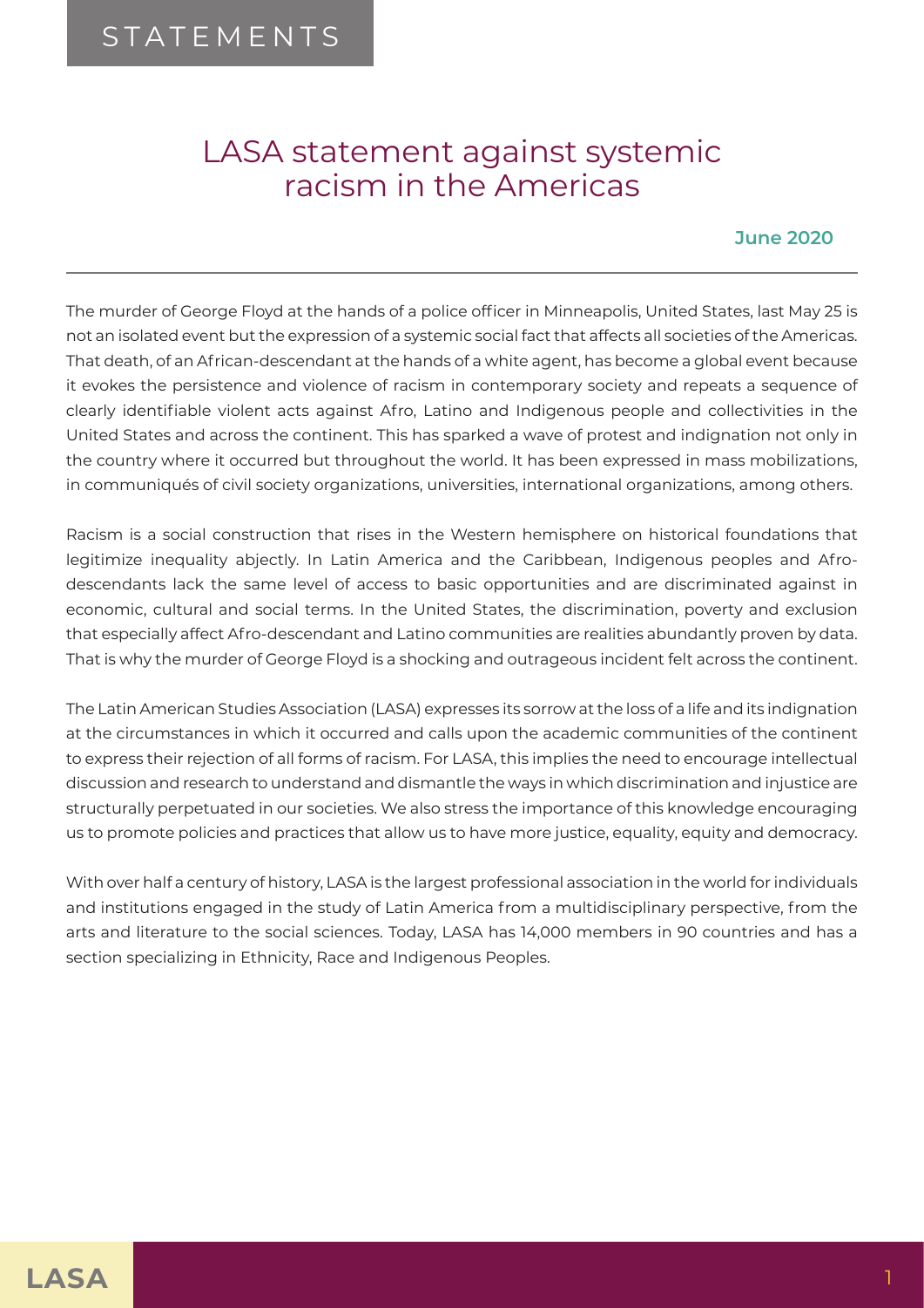STATEMENTS

# LASA statement against systemic racism in the Americas

**June 2020**

The murder of George Floyd at the hands of a police officer in Minneapolis, United States, last May 25 is not an isolated event but the expression of a systemic social fact that affects all societies of the Americas. That death, of an African-descendant at the hands of a white agent, has become a global event because it evokes the persistence and violence of racism in contemporary society and repeats a sequence of clearly identifiable violent acts against Afro, Latino and Indigenous people and collectivities in the United States and across the continent. This has sparked a wave of protest and indignation not only in the country where it occurred but throughout the world. It has been expressed in mass mobilizations, in communiqués of civil society organizations, universities, international organizations, among others.

Racism is a social construction that rises in the Western hemisphere on historical foundations that legitimize inequality abjectly. In Latin America and the Caribbean, Indigenous peoples and Afro-descendants lack the same level of access to basic opportunities and are discriminated against in economic, cultural and social terms. In the United States, the discrimination, poverty and exclusion that especially affect Afro-descendant and Latino communities are realities abundantly proven by data. That is why the murder of George Floyd is a shocking and outrageous incident felt across the continent.

The Latin American Studies Association (LASA) expresses its sorrow at the loss of a life and its indignation at the circumstances in which it occurred and calls upon the academic communities of the continent to express their rejection of all forms of racism. For LASA, this implies the need to encourage intellectual discussion and research to understand and dismantle the ways in which discrimination and injustice are structurally perpetuated in our societies. We also stress the importance of this knowledge encouraging us to promote policies and practices that allow us to have more justice, equality, equity and democracy.

With over half a century of history, LASA is the largest professional association in the world for individuals and institutions engaged in the study of Latin America from a multidisciplinary perspective, from the arts and literature to the social sciences. Today, LASA has 14,000 members in 90 countries and has a section specializing in Ethnicity, Race and Indigenous Peoples.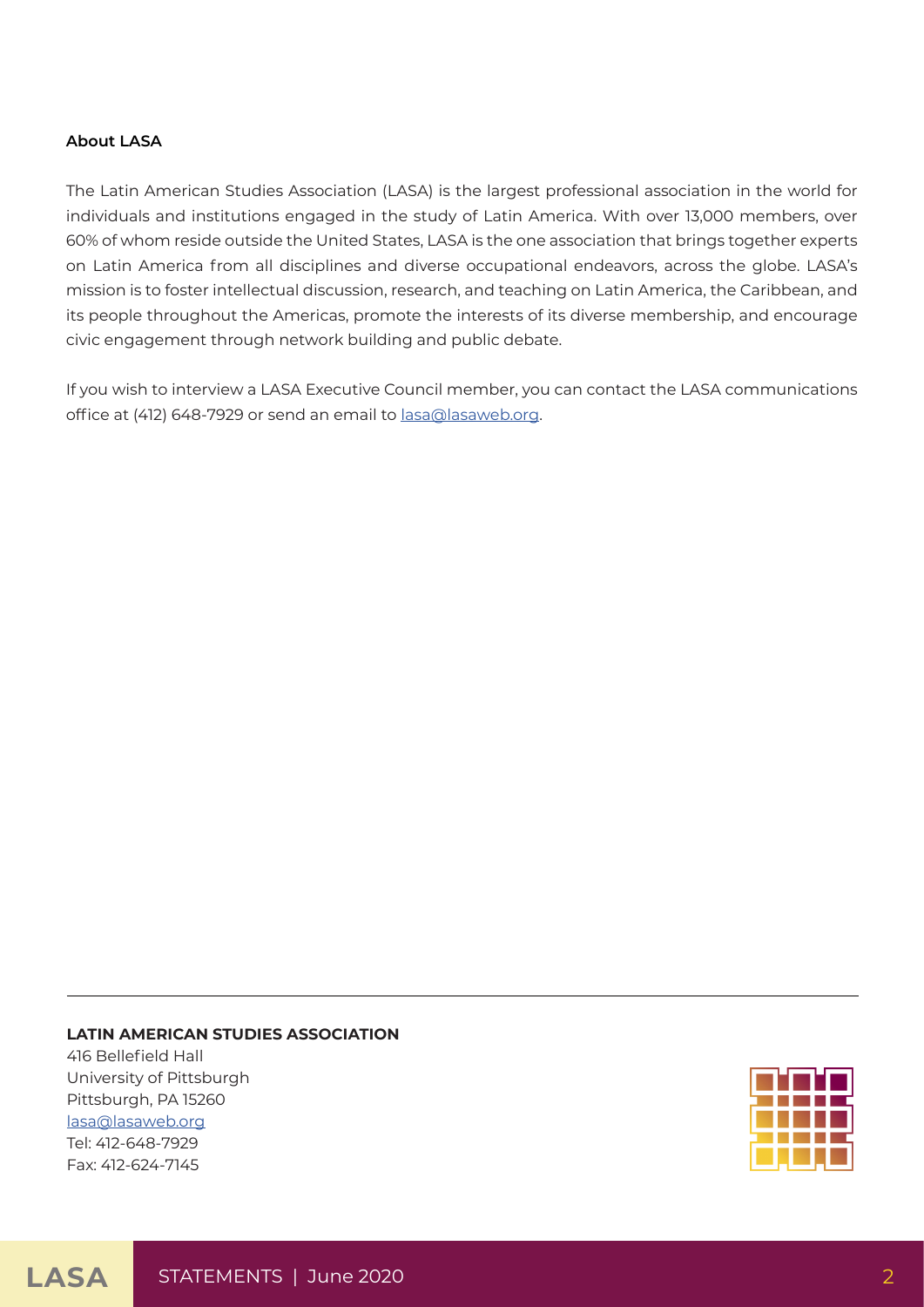**About LASA**

The Latin American Studies Association (LASA) is the largest professional association in the world for individuals and institutions engaged in the study of Latin America. With over 13,000 members, over 60% of whom reside outside the United States, LASA is the one association that brings together experts on Latin America from all disciplines and diverse occupational endeavors, across the globe. LASA's mission is to foster intellectual discussion, research, and teaching on Latin America, the Caribbean, and its people throughout the Americas, promote the interests of its diverse membership, and encourage civic engagement through network building and public debate.

If you wish to interview a LASA Executive Council member, you can contact the LASA communications office at (412) 648-7929 or send an email to lasa@lasaweb.org.

---

**LATIN AMERICAN STUDIES ASSOCIATION**
416 Bellefield Hall
University of Pittsburgh
Pittsburgh, PA 15260
lasa@lasaweb.org
Tel: 412-648-7929
Fax: 412-624-7145